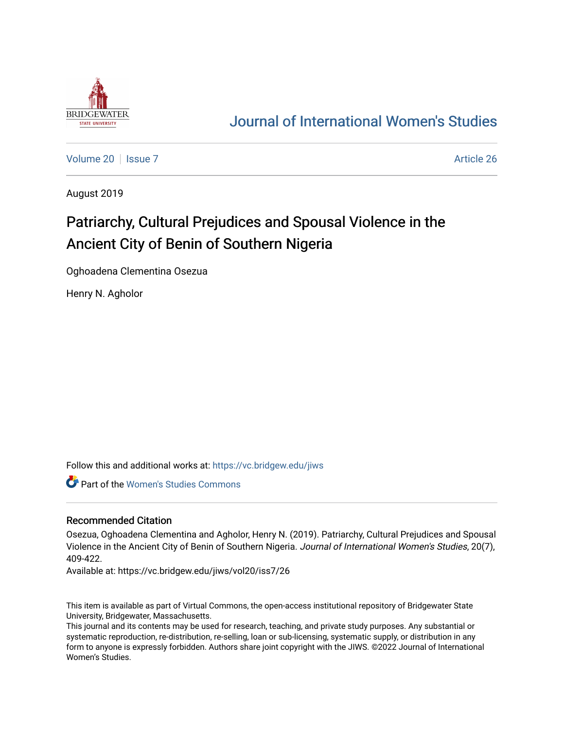BRIDGEWATER STATE UNIVERSITY

# Journal of International Women's Studies

Volume 20 | Issue 7 | Article 26

August 2019

# Patriarchy, Cultural Prejudices and Spousal Violence in the Ancient City of Benin of Southern Nigeria

Oghoadena Clementina Osezua

Henry N. Agholor

Follow this and additional works at: https://vc.bridgew.edu/jiws

Part of the Women's Studies Commons

## Recommended Citation

Osezua, Oghoadena Clementina and Agholor, Henry N. (2019). Patriarchy, Cultural Prejudices and Spousal Violence in the Ancient City of Benin of Southern Nigeria. *Journal of International Women's Studies*, 20(7), 409-422.

Available at: https://vc.bridgew.edu/jiws/vol20/iss7/26

This item is available as part of Virtual Commons, the open-access institutional repository of Bridgewater State University, Bridgewater, Massachusetts.

This journal and its contents may be used for research, teaching, and private study purposes. Any substantial or systematic reproduction, re-distribution, re-selling, loan or sub-licensing, systematic supply, or distribution in any form to anyone is expressly forbidden. Authors share joint copyright with the JIWS. ©2022 Journal of International Women's Studies.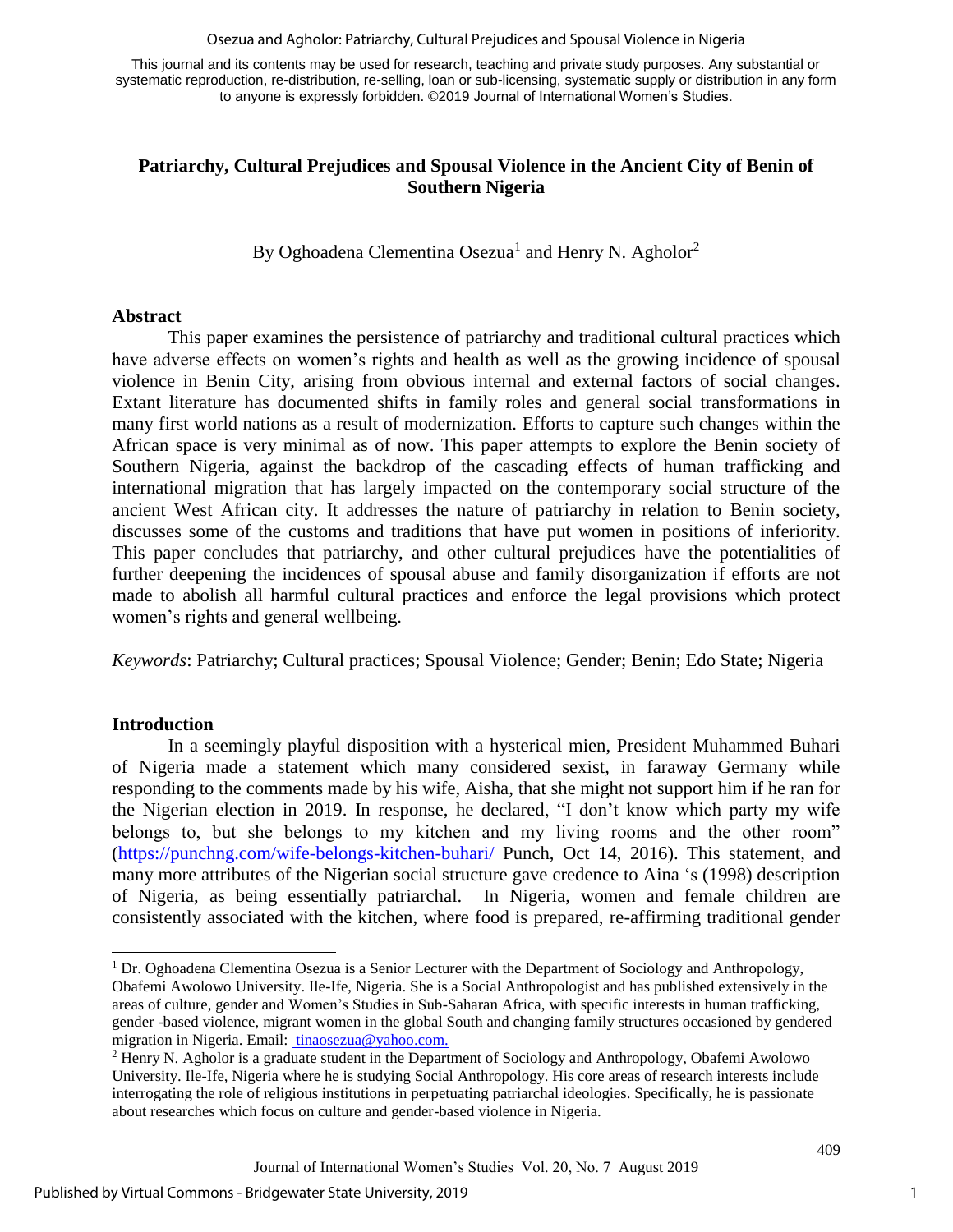This journal and its contents may be used for research, teaching and private study purposes. Any substantial or systematic reproduction, re-distribution, re-selling, loan or sub-licensing, systematic supply or distribution in any form to anyone is expressly forbidden. ©2019 Journal of International Women's Studies.

# Patriarchy, Cultural Prejudices and Spousal Violence in the Ancient City of Benin of Southern Nigeria

By Oghoadena Clementina Osezua[1] and Henry N. Agholor[2]

## Abstract

This paper examines the persistence of patriarchy and traditional cultural practices which have adverse effects on women's rights and health as well as the growing incidence of spousal violence in Benin City, arising from obvious internal and external factors of social changes. Extant literature has documented shifts in family roles and general social transformations in many first world nations as a result of modernization. Efforts to capture such changes within the African space is very minimal as of now. This paper attempts to explore the Benin society of Southern Nigeria, against the backdrop of the cascading effects of human trafficking and international migration that has largely impacted on the contemporary social structure of the ancient West African city. It addresses the nature of patriarchy in relation to Benin society, discusses some of the customs and traditions that have put women in positions of inferiority. This paper concludes that patriarchy, and other cultural prejudices have the potentialities of further deepening the incidences of spousal abuse and family disorganization if efforts are not made to abolish all harmful cultural practices and enforce the legal provisions which protect women's rights and general wellbeing.

*Keywords*: Patriarchy; Cultural practices; Spousal Violence; Gender; Benin; Edo State; Nigeria

## Introduction

In a seemingly playful disposition with a hysterical mien, President Muhammed Buhari of Nigeria made a statement which many considered sexist, in faraway Germany while responding to the comments made by his wife, Aisha, that she might not support him if he ran for the Nigerian election in 2019. In response, he declared, "I don't know which party my wife belongs to, but she belongs to my kitchen and my living rooms and the other room" (https://punchng.com/wife-belongs-kitchen-buhari/ Punch, Oct 14, 2016). This statement, and many more attributes of the Nigerian social structure gave credence to Aina 's (1998) description of Nigeria, as being essentially patriarchal. In Nigeria, women and female children are consistently associated with the kitchen, where food is prepared, re-affirming traditional gender

---

[1] Dr. Oghoadena Clementina Osezua is a Senior Lecturer with the Department of Sociology and Anthropology, Obafemi Awolowo University. Ile-Ife, Nigeria. She is a Social Anthropologist and has published extensively in the areas of culture, gender and Women's Studies in Sub-Saharan Africa, with specific interests in human trafficking, gender -based violence, migrant women in the global South and changing family structures occasioned by gendered migration in Nigeria. Email: tinaosezua@yahoo.com.

[2] Henry N. Agholor is a graduate student in the Department of Sociology and Anthropology, Obafemi Awolowo University. Ile-Ife, Nigeria where he is studying Social Anthropology. His core areas of research interests include interrogating the role of religious institutions in perpetuating patriarchal ideologies. Specifically, he is passionate about researches which focus on culture and gender-based violence in Nigeria.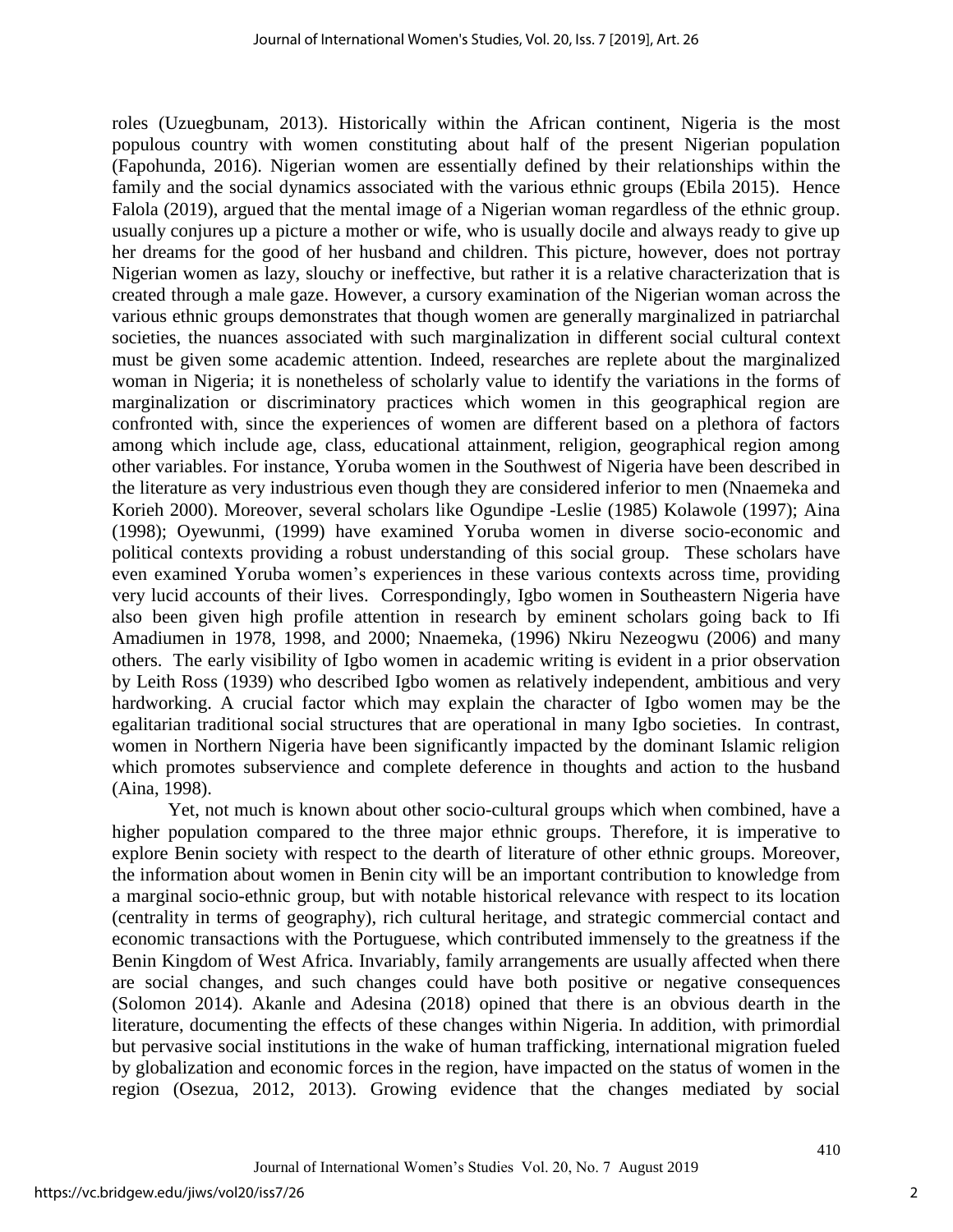roles (Uzuegbunam, 2013). Historically within the African continent, Nigeria is the most populous country with women constituting about half of the present Nigerian population (Fapohunda, 2016). Nigerian women are essentially defined by their relationships within the family and the social dynamics associated with the various ethnic groups (Ebila 2015). Hence Falola (2019), argued that the mental image of a Nigerian woman regardless of the ethnic group. usually conjures up a picture a mother or wife, who is usually docile and always ready to give up her dreams for the good of her husband and children. This picture, however, does not portray Nigerian women as lazy, slouchy or ineffective, but rather it is a relative characterization that is created through a male gaze. However, a cursory examination of the Nigerian woman across the various ethnic groups demonstrates that though women are generally marginalized in patriarchal societies, the nuances associated with such marginalization in different social cultural context must be given some academic attention. Indeed, researches are replete about the marginalized woman in Nigeria; it is nonetheless of scholarly value to identify the variations in the forms of marginalization or discriminatory practices which women in this geographical region are confronted with, since the experiences of women are different based on a plethora of factors among which include age, class, educational attainment, religion, geographical region among other variables. For instance, Yoruba women in the Southwest of Nigeria have been described in the literature as very industrious even though they are considered inferior to men (Nnaemeka and Korieh 2000). Moreover, several scholars like Ogundipe -Leslie (1985) Kolawole (1997); Aina (1998); Oyewunmi, (1999) have examined Yoruba women in diverse socio-economic and political contexts providing a robust understanding of this social group. These scholars have even examined Yoruba women's experiences in these various contexts across time, providing very lucid accounts of their lives. Correspondingly, Igbo women in Southeastern Nigeria have also been given high profile attention in research by eminent scholars going back to Ifi Amadiumen in 1978, 1998, and 2000; Nnaemeka, (1996) Nkiru Nezeogwu (2006) and many others. The early visibility of Igbo women in academic writing is evident in a prior observation by Leith Ross (1939) who described Igbo women as relatively independent, ambitious and very hardworking. A crucial factor which may explain the character of Igbo women may be the egalitarian traditional social structures that are operational in many Igbo societies. In contrast, women in Northern Nigeria have been significantly impacted by the dominant Islamic religion which promotes subservience and complete deference in thoughts and action to the husband (Aina, 1998).

Yet, not much is known about other socio-cultural groups which when combined, have a higher population compared to the three major ethnic groups. Therefore, it is imperative to explore Benin society with respect to the dearth of literature of other ethnic groups. Moreover, the information about women in Benin city will be an important contribution to knowledge from a marginal socio-ethnic group, but with notable historical relevance with respect to its location (centrality in terms of geography), rich cultural heritage, and strategic commercial contact and economic transactions with the Portuguese, which contributed immensely to the greatness if the Benin Kingdom of West Africa. Invariably, family arrangements are usually affected when there are social changes, and such changes could have both positive or negative consequences (Solomon 2014). Akanle and Adesina (2018) opined that there is an obvious dearth in the literature, documenting the effects of these changes within Nigeria. In addition, with primordial but pervasive social institutions in the wake of human trafficking, international migration fueled by globalization and economic forces in the region, have impacted on the status of women in the region (Osezua, 2012, 2013). Growing evidence that the changes mediated by social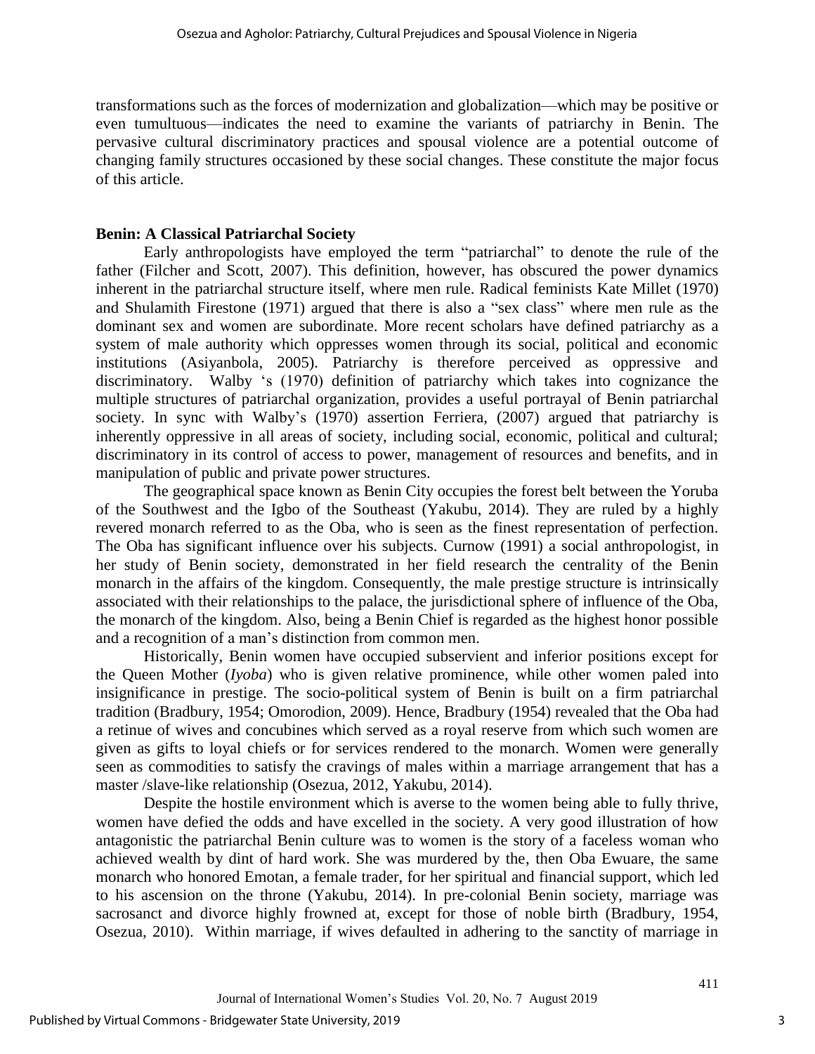transformations such as the forces of modernization and globalization—which may be positive or even tumultuous—indicates the need to examine the variants of patriarchy in Benin. The pervasive cultural discriminatory practices and spousal violence are a potential outcome of changing family structures occasioned by these social changes. These constitute the major focus of this article.

## Benin: A Classical Patriarchal Society

Early anthropologists have employed the term "patriarchal" to denote the rule of the father (Filcher and Scott, 2007). This definition, however, has obscured the power dynamics inherent in the patriarchal structure itself, where men rule. Radical feminists Kate Millet (1970) and Shulamith Firestone (1971) argued that there is also a "sex class" where men rule as the dominant sex and women are subordinate. More recent scholars have defined patriarchy as a system of male authority which oppresses women through its social, political and economic institutions (Asiyanbola, 2005). Patriarchy is therefore perceived as oppressive and discriminatory. Walby 's (1970) definition of patriarchy which takes into cognizance the multiple structures of patriarchal organization, provides a useful portrayal of Benin patriarchal society. In sync with Walby's (1970) assertion Ferriera, (2007) argued that patriarchy is inherently oppressive in all areas of society, including social, economic, political and cultural; discriminatory in its control of access to power, management of resources and benefits, and in manipulation of public and private power structures.

The geographical space known as Benin City occupies the forest belt between the Yoruba of the Southwest and the Igbo of the Southeast (Yakubu, 2014). They are ruled by a highly revered monarch referred to as the Oba, who is seen as the finest representation of perfection. The Oba has significant influence over his subjects. Curnow (1991) a social anthropologist, in her study of Benin society, demonstrated in her field research the centrality of the Benin monarch in the affairs of the kingdom. Consequently, the male prestige structure is intrinsically associated with their relationships to the palace, the jurisdictional sphere of influence of the Oba, the monarch of the kingdom. Also, being a Benin Chief is regarded as the highest honor possible and a recognition of a man's distinction from common men.

Historically, Benin women have occupied subservient and inferior positions except for the Queen Mother (*Iyoba*) who is given relative prominence, while other women paled into insignificance in prestige. The socio-political system of Benin is built on a firm patriarchal tradition (Bradbury, 1954; Omorodion, 2009). Hence, Bradbury (1954) revealed that the Oba had a retinue of wives and concubines which served as a royal reserve from which such women are given as gifts to loyal chiefs or for services rendered to the monarch. Women were generally seen as commodities to satisfy the cravings of males within a marriage arrangement that has a master /slave-like relationship (Osezua, 2012, Yakubu, 2014).

Despite the hostile environment which is averse to the women being able to fully thrive, women have defied the odds and have excelled in the society. A very good illustration of how antagonistic the patriarchal Benin culture was to women is the story of a faceless woman who achieved wealth by dint of hard work. She was murdered by the, then Oba Ewuare, the same monarch who honored Emotan, a female trader, for her spiritual and financial support, which led to his ascension on the throne (Yakubu, 2014). In pre-colonial Benin society, marriage was sacrosanct and divorce highly frowned at, except for those of noble birth (Bradbury, 1954, Osezua, 2010). Within marriage, if wives defaulted in adhering to the sanctity of marriage in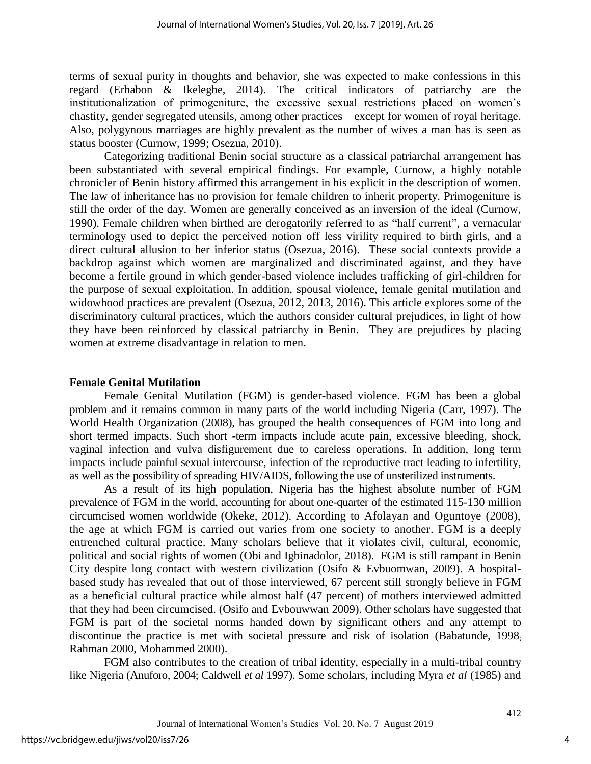terms of sexual purity in thoughts and behavior, she was expected to make confessions in this regard (Erhabon & Ikelegbe, 2014). The critical indicators of patriarchy are the institutionalization of primogeniture, the excessive sexual restrictions placed on women's chastity, gender segregated utensils, among other practices—except for women of royal heritage. Also, polygynous marriages are highly prevalent as the number of wives a man has is seen as status booster (Curnow, 1999; Osezua, 2010).

Categorizing traditional Benin social structure as a classical patriarchal arrangement has been substantiated with several empirical findings. For example, Curnow, a highly notable chronicler of Benin history affirmed this arrangement in his explicit in the description of women. The law of inheritance has no provision for female children to inherit property. Primogeniture is still the order of the day. Women are generally conceived as an inversion of the ideal (Curnow, 1990). Female children when birthed are derogatorily referred to as "half current", a vernacular terminology used to depict the perceived notion off less virility required to birth girls, and a direct cultural allusion to her inferior status (Osezua, 2016). These social contexts provide a backdrop against which women are marginalized and discriminated against, and they have become a fertile ground in which gender-based violence includes trafficking of girl-children for the purpose of sexual exploitation. In addition, spousal violence, female genital mutilation and widowhood practices are prevalent (Osezua, 2012, 2013, 2016). This article explores some of the discriminatory cultural practices, which the authors consider cultural prejudices, in light of how they have been reinforced by classical patriarchy in Benin. They are prejudices by placing women at extreme disadvantage in relation to men.

## Female Genital Mutilation

Female Genital Mutilation (FGM) is gender-based violence. FGM has been a global problem and it remains common in many parts of the world including Nigeria (Carr, 1997). The World Health Organization (2008), has grouped the health consequences of FGM into long and short termed impacts. Such short -term impacts include acute pain, excessive bleeding, shock, vaginal infection and vulva disfigurement due to careless operations. In addition, long term impacts include painful sexual intercourse, infection of the reproductive tract leading to infertility, as well as the possibility of spreading HIV/AIDS, following the use of unsterilized instruments.

As a result of its high population, Nigeria has the highest absolute number of FGM prevalence of FGM in the world, accounting for about one-quarter of the estimated 115-130 million circumcised women worldwide (Okeke, 2012). According to Afolayan and Oguntoye (2008), the age at which FGM is carried out varies from one society to another. FGM is a deeply entrenched cultural practice. Many scholars believe that it violates civil, cultural, economic, political and social rights of women (Obi and Igbinadolor, 2018). FGM is still rampant in Benin City despite long contact with western civilization (Osifo & Evbuomwan, 2009). A hospital-based study has revealed that out of those interviewed, 67 percent still strongly believe in FGM as a beneficial cultural practice while almost half (47 percent) of mothers interviewed admitted that they had been circumcised. (Osifo and Evbouwwan 2009). Other scholars have suggested that FGM is part of the societal norms handed down by significant others and any attempt to discontinue the practice is met with societal pressure and risk of isolation (Babatunde, 1998; Rahman 2000, Mohammed 2000).

FGM also contributes to the creation of tribal identity, especially in a multi-tribal country like Nigeria (Anuforo, 2004; Caldwell *et al* 1997). Some scholars, including Myra *et al* (1985) and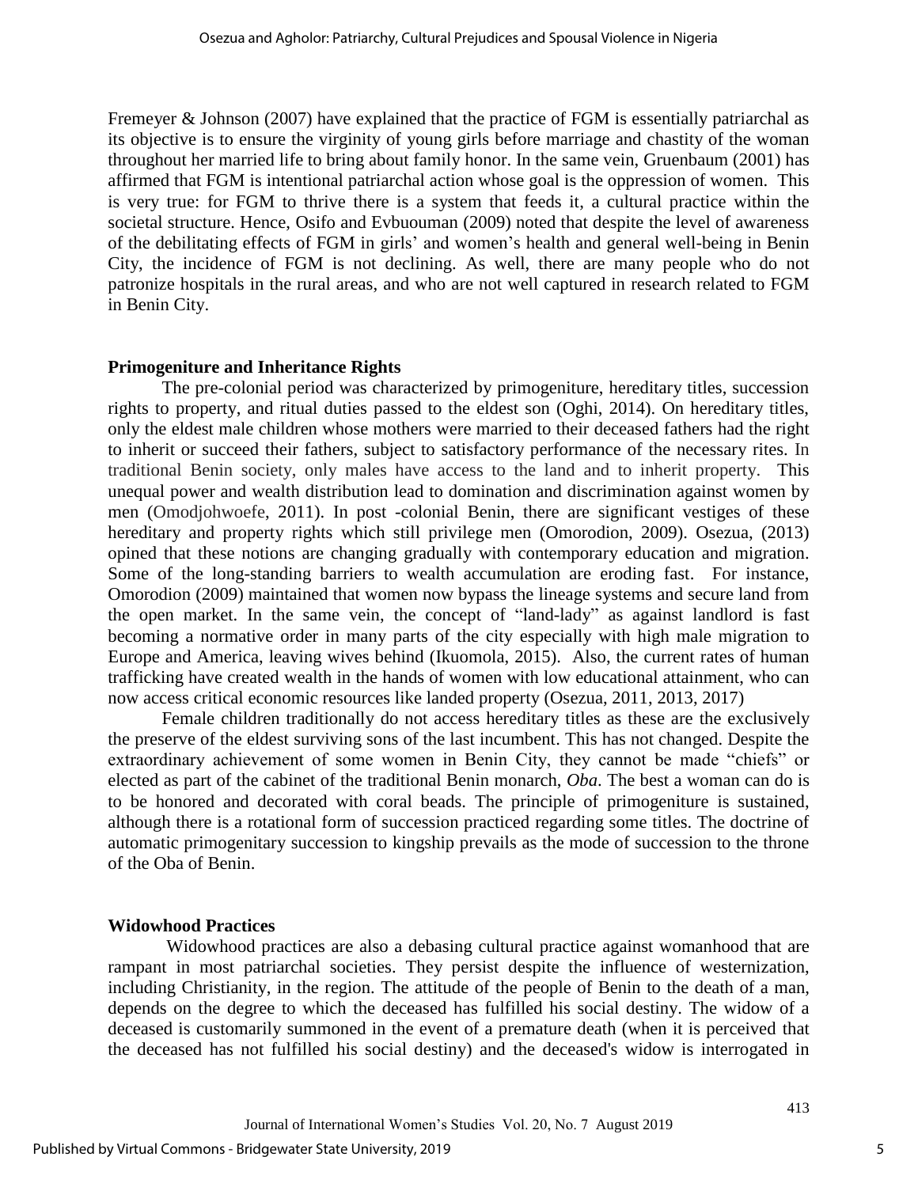Fremeyer & Johnson (2007) have explained that the practice of FGM is essentially patriarchal as its objective is to ensure the virginity of young girls before marriage and chastity of the woman throughout her married life to bring about family honor. In the same vein, Gruenbaum (2001) has affirmed that FGM is intentional patriarchal action whose goal is the oppression of women. This is very true: for FGM to thrive there is a system that feeds it, a cultural practice within the societal structure. Hence, Osifo and Evbuouman (2009) noted that despite the level of awareness of the debilitating effects of FGM in girls' and women's health and general well-being in Benin City, the incidence of FGM is not declining. As well, there are many people who do not patronize hospitals in the rural areas, and who are not well captured in research related to FGM in Benin City.

**Primogeniture and Inheritance Rights**

The pre-colonial period was characterized by primogeniture, hereditary titles, succession rights to property, and ritual duties passed to the eldest son (Oghi, 2014). On hereditary titles, only the eldest male children whose mothers were married to their deceased fathers had the right to inherit or succeed their fathers, subject to satisfactory performance of the necessary rites. In traditional Benin society, only males have access to the land and to inherit property. This unequal power and wealth distribution lead to domination and discrimination against women by men (Omodjohwoefe, 2011). In post -colonial Benin, there are significant vestiges of these hereditary and property rights which still privilege men (Omorodion, 2009). Osezua, (2013) opined that these notions are changing gradually with contemporary education and migration. Some of the long-standing barriers to wealth accumulation are eroding fast. For instance, Omorodion (2009) maintained that women now bypass the lineage systems and secure land from the open market. In the same vein, the concept of "land-lady" as against landlord is fast becoming a normative order in many parts of the city especially with high male migration to Europe and America, leaving wives behind (Ikuomola, 2015). Also, the current rates of human trafficking have created wealth in the hands of women with low educational attainment, who can now access critical economic resources like landed property (Osezua, 2011, 2013, 2017)

Female children traditionally do not access hereditary titles as these are the exclusively the preserve of the eldest surviving sons of the last incumbent. This has not changed. Despite the extraordinary achievement of some women in Benin City, they cannot be made "chiefs" or elected as part of the cabinet of the traditional Benin monarch, *Oba*. The best a woman can do is to be honored and decorated with coral beads. The principle of primogeniture is sustained, although there is a rotational form of succession practiced regarding some titles. The doctrine of automatic primogenitary succession to kingship prevails as the mode of succession to the throne of the Oba of Benin.

**Widowhood Practices**

Widowhood practices are also a debasing cultural practice against womanhood that are rampant in most patriarchal societies. They persist despite the influence of westernization, including Christianity, in the region. The attitude of the people of Benin to the death of a man, depends on the degree to which the deceased has fulfilled his social destiny. The widow of a deceased is customarily summoned in the event of a premature death (when it is perceived that the deceased has not fulfilled his social destiny) and the deceased's widow is interrogated in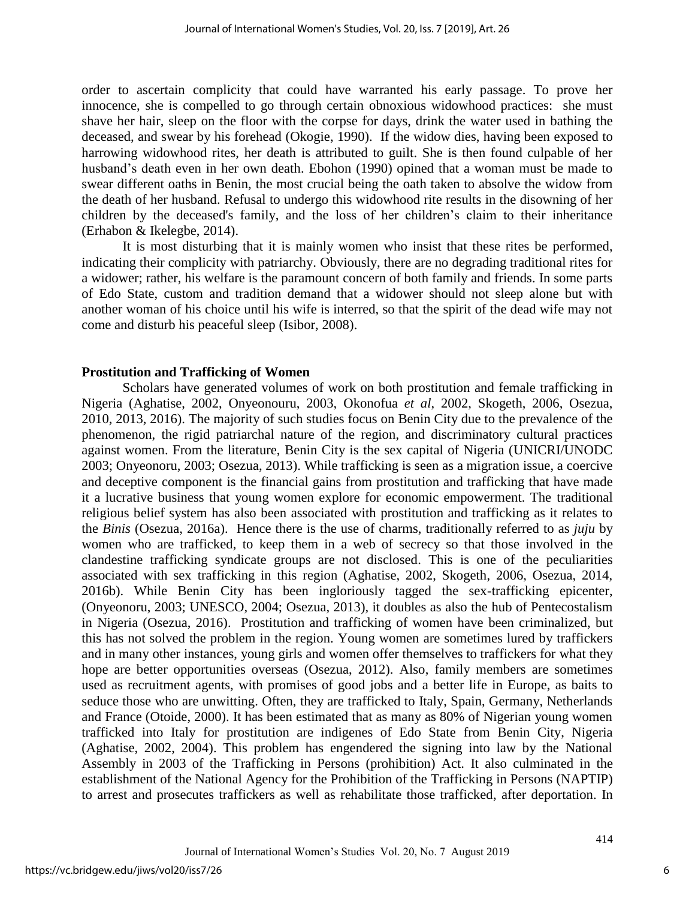order to ascertain complicity that could have warranted his early passage. To prove her innocence, she is compelled to go through certain obnoxious widowhood practices: she must shave her hair, sleep on the floor with the corpse for days, drink the water used in bathing the deceased, and swear by his forehead (Okogie, 1990). If the widow dies, having been exposed to harrowing widowhood rites, her death is attributed to guilt. She is then found culpable of her husband's death even in her own death. Ebohon (1990) opined that a woman must be made to swear different oaths in Benin, the most crucial being the oath taken to absolve the widow from the death of her husband. Refusal to undergo this widowhood rite results in the disowning of her children by the deceased's family, and the loss of her children's claim to their inheritance (Erhabon & Ikelegbe, 2014).

It is most disturbing that it is mainly women who insist that these rites be performed, indicating their complicity with patriarchy. Obviously, there are no degrading traditional rites for a widower; rather, his welfare is the paramount concern of both family and friends. In some parts of Edo State, custom and tradition demand that a widower should not sleep alone but with another woman of his choice until his wife is interred, so that the spirit of the dead wife may not come and disturb his peaceful sleep (Isibor, 2008).

**Prostitution and Trafficking of Women**

Scholars have generated volumes of work on both prostitution and female trafficking in Nigeria (Aghatise, 2002, Onyeonouru, 2003, Okonofua *et al*, 2002, Skogeth, 2006, Osezua, 2010, 2013, 2016). The majority of such studies focus on Benin City due to the prevalence of the phenomenon, the rigid patriarchal nature of the region, and discriminatory cultural practices against women. From the literature, Benin City is the sex capital of Nigeria (UNICRI/UNODC 2003; Onyeonoru, 2003; Osezua, 2013). While trafficking is seen as a migration issue, a coercive and deceptive component is the financial gains from prostitution and trafficking that have made it a lucrative business that young women explore for economic empowerment. The traditional religious belief system has also been associated with prostitution and trafficking as it relates to the *Binis* (Osezua, 2016a). Hence there is the use of charms, traditionally referred to as *juju* by women who are trafficked, to keep them in a web of secrecy so that those involved in the clandestine trafficking syndicate groups are not disclosed. This is one of the peculiarities associated with sex trafficking in this region (Aghatise, 2002, Skogeth, 2006, Osezua, 2014, 2016b). While Benin City has been ingloriously tagged the sex-trafficking epicenter, (Onyeonoru, 2003; UNESCO, 2004; Osezua, 2013), it doubles as also the hub of Pentecostalism in Nigeria (Osezua, 2016). Prostitution and trafficking of women have been criminalized, but this has not solved the problem in the region. Young women are sometimes lured by traffickers and in many other instances, young girls and women offer themselves to traffickers for what they hope are better opportunities overseas (Osezua, 2012). Also, family members are sometimes used as recruitment agents, with promises of good jobs and a better life in Europe, as baits to seduce those who are unwitting. Often, they are trafficked to Italy, Spain, Germany, Netherlands and France (Otoide, 2000). It has been estimated that as many as 80% of Nigerian young women trafficked into Italy for prostitution are indigenes of Edo State from Benin City, Nigeria (Aghatise, 2002, 2004). This problem has engendered the signing into law by the National Assembly in 2003 of the Trafficking in Persons (prohibition) Act. It also culminated in the establishment of the National Agency for the Prohibition of the Trafficking in Persons (NAPTIP) to arrest and prosecutes traffickers as well as rehabilitate those trafficked, after deportation. In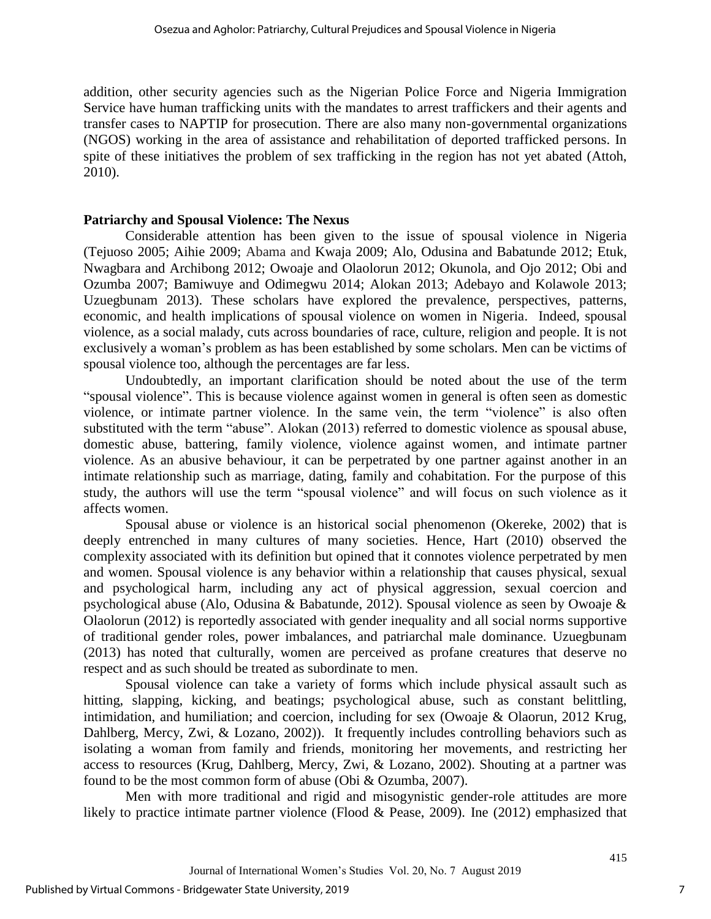addition, other security agencies such as the Nigerian Police Force and Nigeria Immigration Service have human trafficking units with the mandates to arrest traffickers and their agents and transfer cases to NAPTIP for prosecution. There are also many non-governmental organizations (NGOS) working in the area of assistance and rehabilitation of deported trafficked persons. In spite of these initiatives the problem of sex trafficking in the region has not yet abated (Attoh, 2010).

### Patriarchy and Spousal Violence: The Nexus

Considerable attention has been given to the issue of spousal violence in Nigeria (Tejuoso 2005; Aihie 2009; Abama and Kwaja 2009; Alo, Odusina and Babatunde 2012; Etuk, Nwagbara and Archibong 2012; Owoaje and Olaolorun 2012; Okunola, and Ojo 2012; Obi and Ozumba 2007; Bamiwuye and Odimegwu 2014; Alokan 2013; Adebayo and Kolawole 2013; Uzuegbunam 2013). These scholars have explored the prevalence, perspectives, patterns, economic, and health implications of spousal violence on women in Nigeria. Indeed, spousal violence, as a social malady, cuts across boundaries of race, culture, religion and people. It is not exclusively a woman's problem as has been established by some scholars. Men can be victims of spousal violence too, although the percentages are far less.

Undoubtedly, an important clarification should be noted about the use of the term "spousal violence". This is because violence against women in general is often seen as domestic violence, or intimate partner violence. In the same vein, the term "violence" is also often substituted with the term "abuse". Alokan (2013) referred to domestic violence as spousal abuse, domestic abuse, battering, family violence, violence against women, and intimate partner violence. As an abusive behaviour, it can be perpetrated by one partner against another in an intimate relationship such as marriage, dating, family and cohabitation. For the purpose of this study, the authors will use the term "spousal violence" and will focus on such violence as it affects women.

Spousal abuse or violence is an historical social phenomenon (Okereke, 2002) that is deeply entrenched in many cultures of many societies. Hence, Hart (2010) observed the complexity associated with its definition but opined that it connotes violence perpetrated by men and women. Spousal violence is any behavior within a relationship that causes physical, sexual and psychological harm, including any act of physical aggression, sexual coercion and psychological abuse (Alo, Odusina & Babatunde, 2012). Spousal violence as seen by Owoaje & Olaolorun (2012) is reportedly associated with gender inequality and all social norms supportive of traditional gender roles, power imbalances, and patriarchal male dominance. Uzuegbunam (2013) has noted that culturally, women are perceived as profane creatures that deserve no respect and as such should be treated as subordinate to men.

Spousal violence can take a variety of forms which include physical assault such as hitting, slapping, kicking, and beatings; psychological abuse, such as constant belittling, intimidation, and humiliation; and coercion, including for sex (Owoaje & Olaorun, 2012 Krug, Dahlberg, Mercy, Zwi, & Lozano, 2002)). It frequently includes controlling behaviors such as isolating a woman from family and friends, monitoring her movements, and restricting her access to resources (Krug, Dahlberg, Mercy, Zwi, & Lozano, 2002). Shouting at a partner was found to be the most common form of abuse (Obi & Ozumba, 2007).

Men with more traditional and rigid and misogynistic gender-role attitudes are more likely to practice intimate partner violence (Flood & Pease, 2009). Ine (2012) emphasized that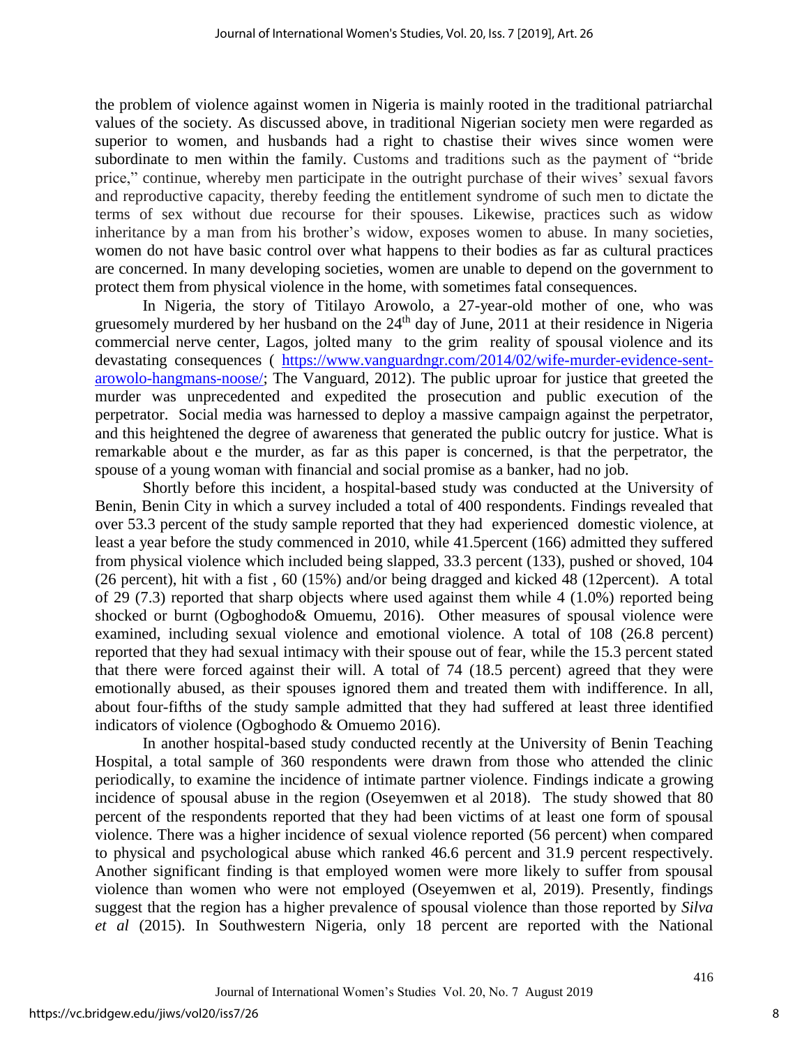the problem of violence against women in Nigeria is mainly rooted in the traditional patriarchal values of the society. As discussed above, in traditional Nigerian society men were regarded as superior to women, and husbands had a right to chastise their wives since women were subordinate to men within the family. Customs and traditions such as the payment of "bride price," continue, whereby men participate in the outright purchase of their wives' sexual favors and reproductive capacity, thereby feeding the entitlement syndrome of such men to dictate the terms of sex without due recourse for their spouses. Likewise, practices such as widow inheritance by a man from his brother's widow, exposes women to abuse. In many societies, women do not have basic control over what happens to their bodies as far as cultural practices are concerned. In many developing societies, women are unable to depend on the government to protect them from physical violence in the home, with sometimes fatal consequences.

In Nigeria, the story of Titilayo Arowolo, a 27-year-old mother of one, who was gruesomely murdered by her husband on the 24th day of June, 2011 at their residence in Nigeria commercial nerve center, Lagos, jolted many to the grim reality of spousal violence and its devastating consequences ( https://www.vanguardngr.com/2014/02/wife-murder-evidence-sent-arowolo-hangmans-noose/; The Vanguard, 2012). The public uproar for justice that greeted the murder was unprecedented and expedited the prosecution and public execution of the perpetrator. Social media was harnessed to deploy a massive campaign against the perpetrator, and this heightened the degree of awareness that generated the public outcry for justice. What is remarkable about e the murder, as far as this paper is concerned, is that the perpetrator, the spouse of a young woman with financial and social promise as a banker, had no job.

Shortly before this incident, a hospital-based study was conducted at the University of Benin, Benin City in which a survey included a total of 400 respondents. Findings revealed that over 53.3 percent of the study sample reported that they had experienced domestic violence, at least a year before the study commenced in 2010, while 41.5percent (166) admitted they suffered from physical violence which included being slapped, 33.3 percent (133), pushed or shoved, 104 (26 percent), hit with a fist , 60 (15%) and/or being dragged and kicked 48 (12percent). A total of 29 (7.3) reported that sharp objects where used against them while 4 (1.0%) reported being shocked or burnt (Ogboghodo& Omuemu, 2016). Other measures of spousal violence were examined, including sexual violence and emotional violence. A total of 108 (26.8 percent) reported that they had sexual intimacy with their spouse out of fear, while the 15.3 percent stated that there were forced against their will. A total of 74 (18.5 percent) agreed that they were emotionally abused, as their spouses ignored them and treated them with indifference. In all, about four-fifths of the study sample admitted that they had suffered at least three identified indicators of violence (Ogboghodo & Omuemo 2016).

In another hospital-based study conducted recently at the University of Benin Teaching Hospital, a total sample of 360 respondents were drawn from those who attended the clinic periodically, to examine the incidence of intimate partner violence. Findings indicate a growing incidence of spousal abuse in the region (Oseyemwen et al 2018). The study showed that 80 percent of the respondents reported that they had been victims of at least one form of spousal violence. There was a higher incidence of sexual violence reported (56 percent) when compared to physical and psychological abuse which ranked 46.6 percent and 31.9 percent respectively. Another significant finding is that employed women were more likely to suffer from spousal violence than women who were not employed (Oseyemwen et al, 2019). Presently, findings suggest that the region has a higher prevalence of spousal violence than those reported by *Silva et al* (2015). In Southwestern Nigeria, only 18 percent are reported with the National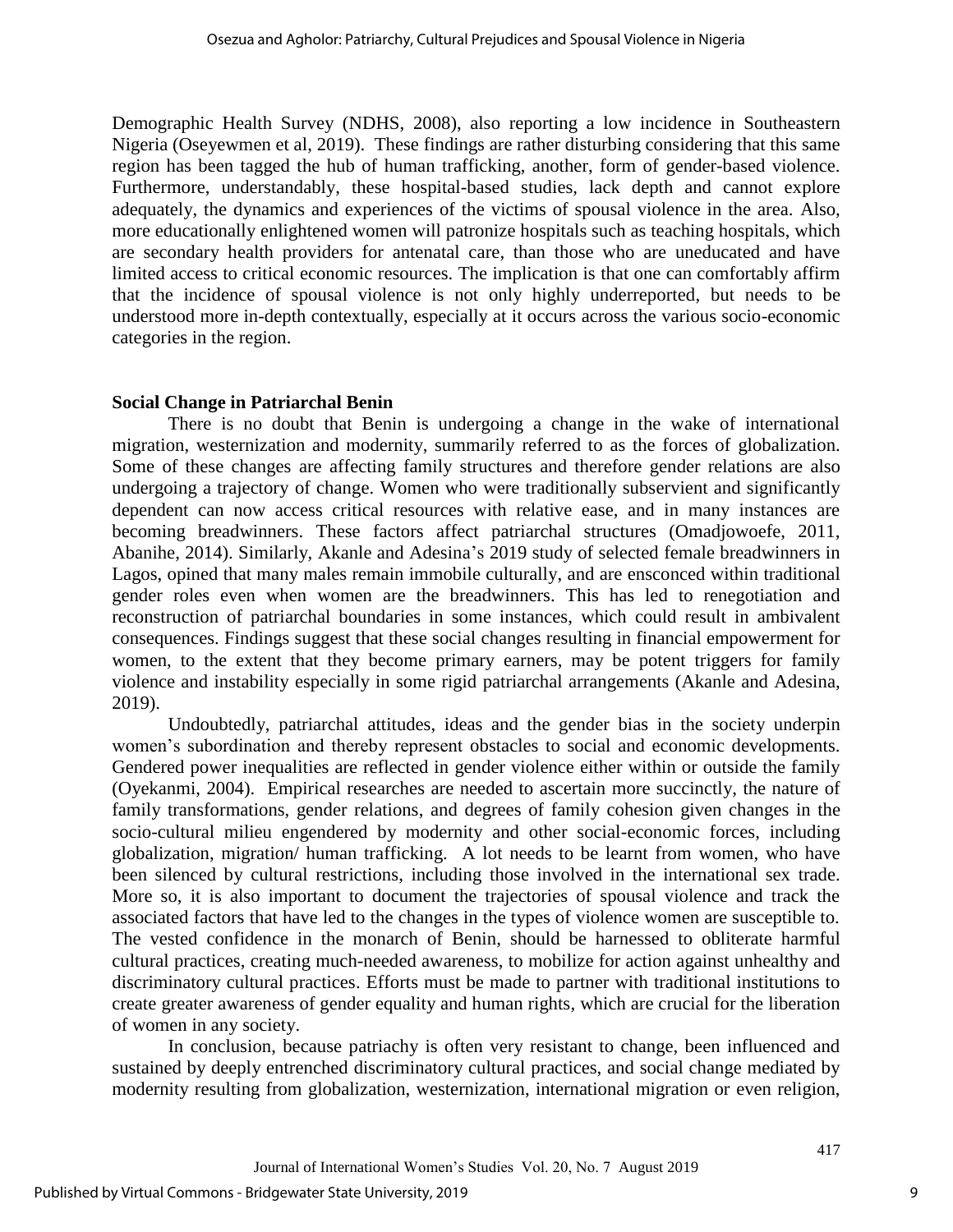Demographic Health Survey (NDHS, 2008), also reporting a low incidence in Southeastern Nigeria (Oseyewmen et al, 2019). These findings are rather disturbing considering that this same region has been tagged the hub of human trafficking, another, form of gender-based violence. Furthermore, understandably, these hospital-based studies, lack depth and cannot explore adequately, the dynamics and experiences of the victims of spousal violence in the area. Also, more educationally enlightened women will patronize hospitals such as teaching hospitals, which are secondary health providers for antenatal care, than those who are uneducated and have limited access to critical economic resources. The implication is that one can comfortably affirm that the incidence of spousal violence is not only highly underreported, but needs to be understood more in-depth contextually, especially at it occurs across the various socio-economic categories in the region.

**Social Change in Patriarchal Benin**

There is no doubt that Benin is undergoing a change in the wake of international migration, westernization and modernity, summarily referred to as the forces of globalization. Some of these changes are affecting family structures and therefore gender relations are also undergoing a trajectory of change. Women who were traditionally subservient and significantly dependent can now access critical resources with relative ease, and in many instances are becoming breadwinners. These factors affect patriarchal structures (Omadjowoefe, 2011, Abanihe, 2014). Similarly, Akanle and Adesina's 2019 study of selected female breadwinners in Lagos, opined that many males remain immobile culturally, and are ensconced within traditional gender roles even when women are the breadwinners. This has led to renegotiation and reconstruction of patriarchal boundaries in some instances, which could result in ambivalent consequences. Findings suggest that these social changes resulting in financial empowerment for women, to the extent that they become primary earners, may be potent triggers for family violence and instability especially in some rigid patriarchal arrangements (Akanle and Adesina, 2019).

Undoubtedly, patriarchal attitudes, ideas and the gender bias in the society underpin women's subordination and thereby represent obstacles to social and economic developments. Gendered power inequalities are reflected in gender violence either within or outside the family (Oyekanmi, 2004). Empirical researches are needed to ascertain more succinctly, the nature of family transformations, gender relations, and degrees of family cohesion given changes in the socio-cultural milieu engendered by modernity and other social-economic forces, including globalization, migration/ human trafficking. A lot needs to be learnt from women, who have been silenced by cultural restrictions, including those involved in the international sex trade. More so, it is also important to document the trajectories of spousal violence and track the associated factors that have led to the changes in the types of violence women are susceptible to. The vested confidence in the monarch of Benin, should be harnessed to obliterate harmful cultural practices, creating much-needed awareness, to mobilize for action against unhealthy and discriminatory cultural practices. Efforts must be made to partner with traditional institutions to create greater awareness of gender equality and human rights, which are crucial for the liberation of women in any society.

In conclusion, because patriachy is often very resistant to change, been influenced and sustained by deeply entrenched discriminatory cultural practices, and social change mediated by modernity resulting from globalization, westernization, international migration or even religion,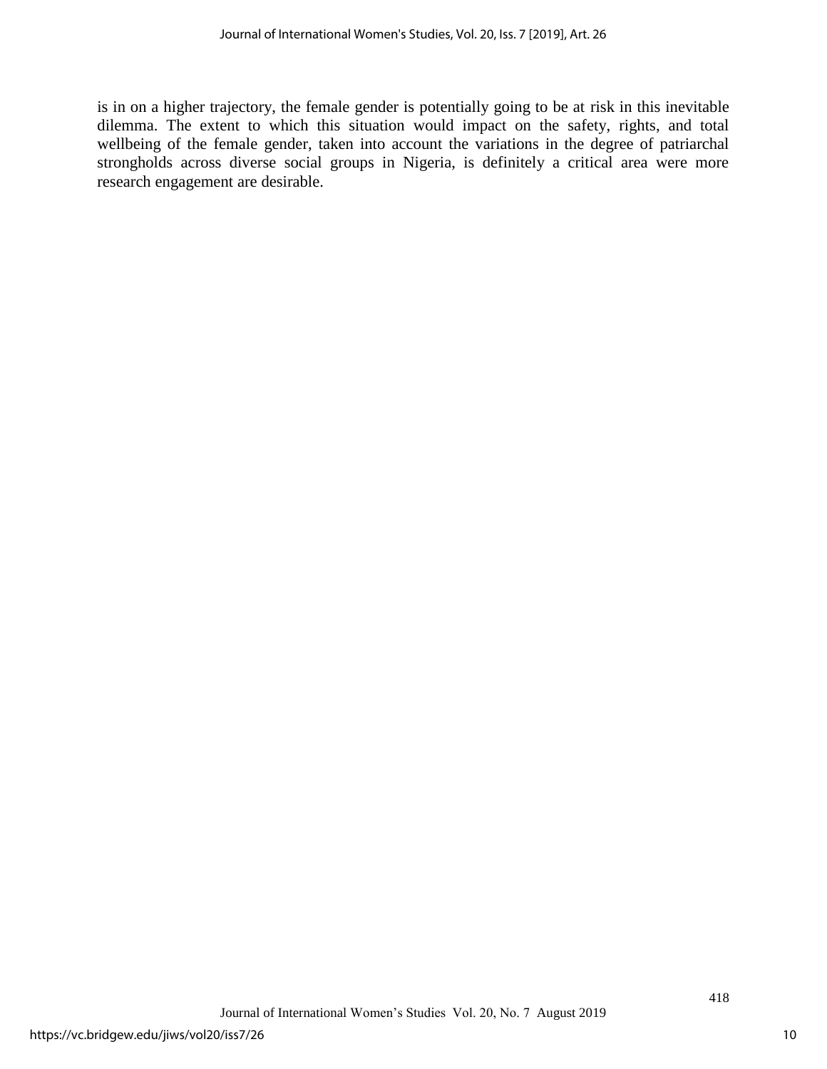is in on a higher trajectory, the female gender is potentially going to be at risk in this inevitable dilemma. The extent to which this situation would impact on the safety, rights, and total wellbeing of the female gender, taken into account the variations in the degree of patriarchal strongholds across diverse social groups in Nigeria, is definitely a critical area were more research engagement are desirable.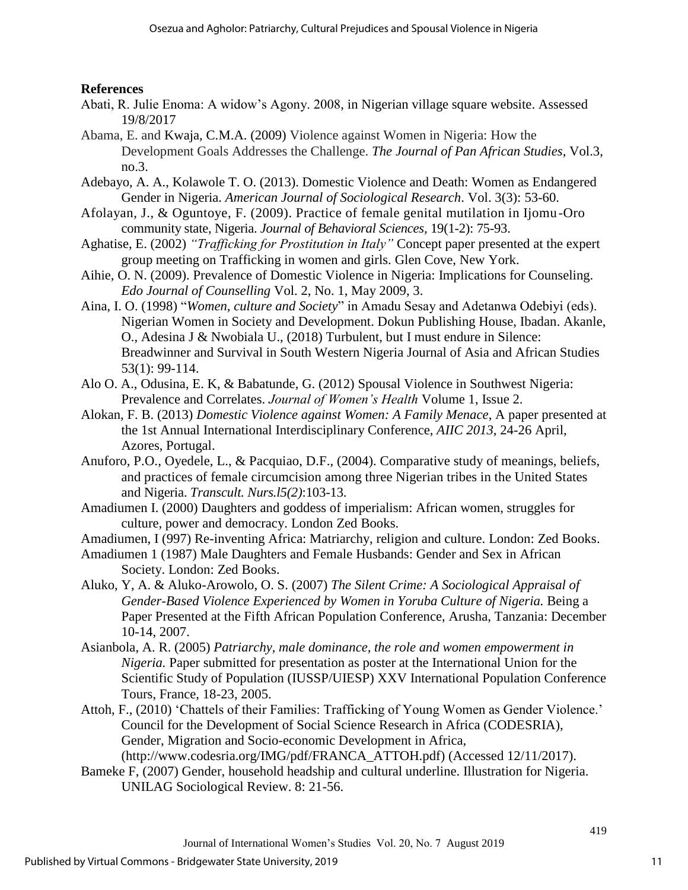## References

Abati, R. Julie Enoma: A widow's Agony. 2008, in Nigerian village square website. Assessed 19/8/2017

Abama, E. and Kwaja, C.M.A. (2009) Violence against Women in Nigeria: How the Development Goals Addresses the Challenge. *The Journal of Pan African Studies*, Vol.3, no.3.

Adebayo, A. A., Kolawole T. O. (2013). Domestic Violence and Death: Women as Endangered Gender in Nigeria. *American Journal of Sociological Research*. Vol. 3(3): 53-60.

Afolayan, J., & Oguntoye, F. (2009). Practice of female genital mutilation in Ijomu-Oro community state, Nigeria. *Journal of Behavioral Sciences*, 19(1-2): 75-93.

Aghatise, E. (2002) *"Trafficking for Prostitution in Italy"* Concept paper presented at the expert group meeting on Trafficking in women and girls. Glen Cove, New York.

Aihie, O. N. (2009). Prevalence of Domestic Violence in Nigeria: Implications for Counseling. *Edo Journal of Counselling* Vol. 2, No. 1, May 2009, 3.

Aina, I. O. (1998) "*Women, culture and Society*" in Amadu Sesay and Adetanwa Odebiyi (eds). Nigerian Women in Society and Development. Dokun Publishing House, Ibadan. Akanle, O., Adesina J & Nwobiala U., (2018) Turbulent, but I must endure in Silence: Breadwinner and Survival in South Western Nigeria Journal of Asia and African Studies 53(1): 99-114.

Alo O. A., Odusina, E. K, & Babatunde, G. (2012) Spousal Violence in Southwest Nigeria: Prevalence and Correlates. *Journal of Women's Health* Volume 1, Issue 2.

Alokan, F. B. (2013) *Domestic Violence against Women: A Family Menace*, A paper presented at the 1st Annual International Interdisciplinary Conference, *AIIC 2013*, 24-26 April, Azores, Portugal.

Anuforo, P.O., Oyedele, L., & Pacquiao, D.F., (2004). Comparative study of meanings, beliefs, and practices of female circumcision among three Nigerian tribes in the United States and Nigeria. *Transcult. Nurs.l5(2)*:103-13.

Amadiumen I. (2000) Daughters and goddess of imperialism: African women, struggles for culture, power and democracy. London Zed Books.

Amadiumen, I (997) Re-inventing Africa: Matriarchy, religion and culture. London: Zed Books.

Amadiumen 1 (1987) Male Daughters and Female Husbands: Gender and Sex in African Society. London: Zed Books.

Aluko, Y, A. & Aluko-Arowolo, O. S. (2007) *The Silent Crime: A Sociological Appraisal of Gender-Based Violence Experienced by Women in Yoruba Culture of Nigeria.* Being a Paper Presented at the Fifth African Population Conference, Arusha, Tanzania: December 10-14, 2007.

Asianbola, A. R. (2005) *Patriarchy, male dominance, the role and women empowerment in Nigeria.* Paper submitted for presentation as poster at the International Union for the Scientific Study of Population (IUSSP/UIESP) XXV International Population Conference Tours, France, 18-23, 2005.

Attoh, F., (2010) 'Chattels of their Families: Trafficking of Young Women as Gender Violence.' Council for the Development of Social Science Research in Africa (CODESRIA), Gender, Migration and Socio-economic Development in Africa, (http://www.codesria.org/IMG/pdf/FRANCA_ATTOH.pdf) (Accessed 12/11/2017).

Bameke F, (2007) Gender, household headship and cultural underline. Illustration for Nigeria. UNILAG Sociological Review. 8: 21-56.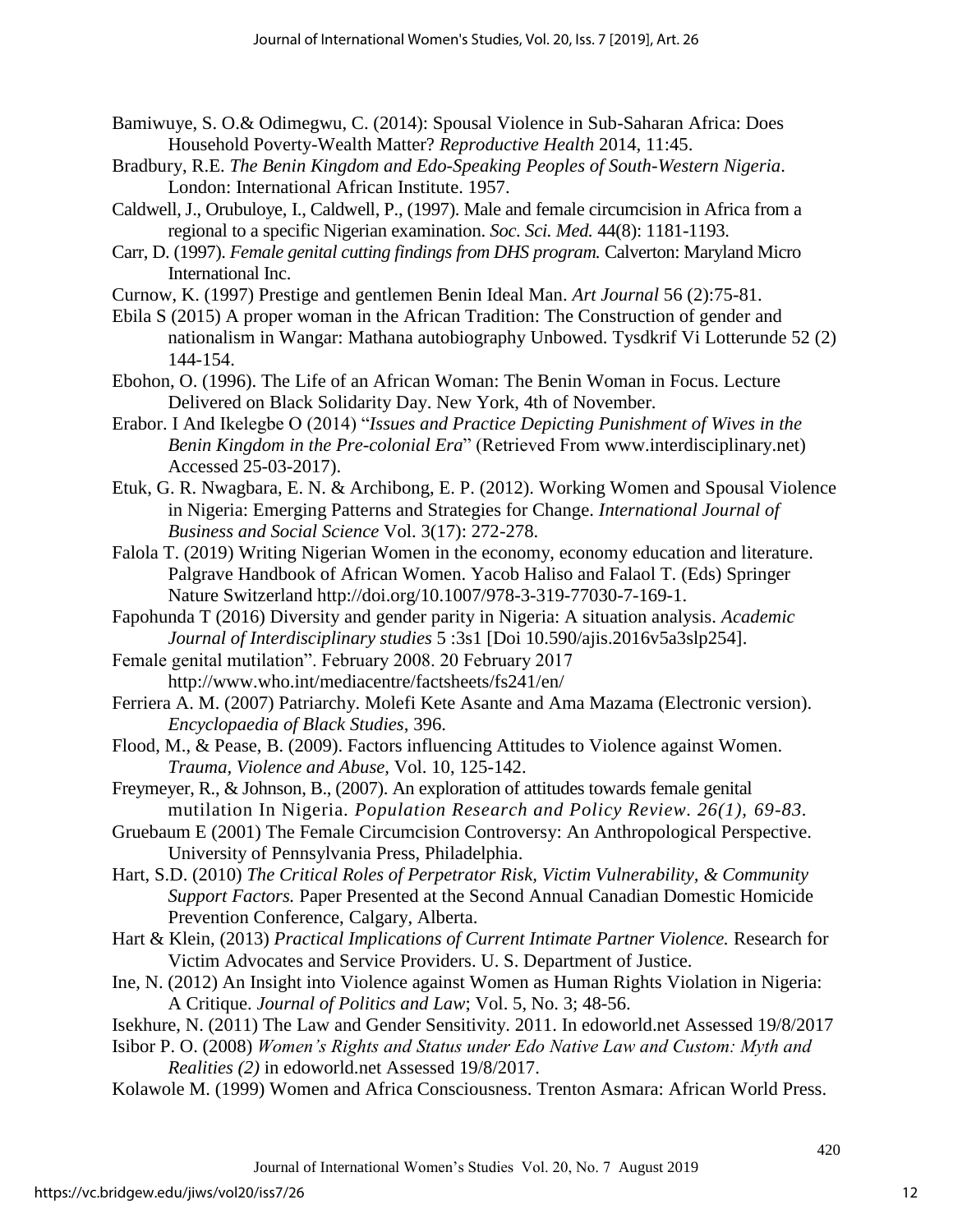Bamiwuye, S. O.& Odimegwu, C. (2014): Spousal Violence in Sub-Saharan Africa: Does Household Poverty-Wealth Matter? *Reproductive Health* 2014, 11:45.

Bradbury, R.E. *The Benin Kingdom and Edo-Speaking Peoples of South-Western Nigeria*. London: International African Institute. 1957.

Caldwell, J., Orubuloye, I., Caldwell, P., (1997). Male and female circumcision in Africa from a regional to a specific Nigerian examination. *Soc. Sci. Med.* 44(8): 1181-1193.

Carr, D. (1997). *Female genital cutting findings from DHS program.* Calverton: Maryland Micro International Inc.

Curnow, K. (1997) Prestige and gentlemen Benin Ideal Man. *Art Journal* 56 (2):75-81.

Ebila S (2015) A proper woman in the African Tradition: The Construction of gender and nationalism in Wangar: Mathana autobiography Unbowed. Tysdkrif Vi Lotterunde 52 (2) 144-154.

Ebohon, O. (1996). The Life of an African Woman: The Benin Woman in Focus. Lecture Delivered on Black Solidarity Day. New York, 4th of November.

Erabor. I And Ikelegbe O (2014) "*Issues and Practice Depicting Punishment of Wives in the Benin Kingdom in the Pre-colonial Era*" (Retrieved From www.interdisciplinary.net) Accessed 25-03-2017).

Etuk, G. R. Nwagbara, E. N. & Archibong, E. P. (2012). Working Women and Spousal Violence in Nigeria: Emerging Patterns and Strategies for Change. *International Journal of Business and Social Science* Vol. 3(17): 272-278.

Falola T. (2019) Writing Nigerian Women in the economy, economy education and literature. Palgrave Handbook of African Women. Yacob Haliso and Falaol T. (Eds) Springer Nature Switzerland http://doi.org/10.1007/978-3-319-77030-7-169-1.

Fapohunda T (2016) Diversity and gender parity in Nigeria: A situation analysis. *Academic Journal of Interdisciplinary studies* 5 :3s1 [Doi 10.590/ajis.2016v5a3slp254].

Female genital mutilation". February 2008. 20 February 2017 http://www.who.int/mediacentre/factsheets/fs241/en/

Ferriera A. M. (2007) Patriarchy. Molefi Kete Asante and Ama Mazama (Electronic version). *Encyclopaedia of Black Studies*, 396.

Flood, M., & Pease, B. (2009). Factors influencing Attitudes to Violence against Women. *Trauma, Violence and Abuse,* Vol. 10, 125-142.

Freymeyer, R., & Johnson, B., (2007). An exploration of attitudes towards female genital mutilation In Nigeria. *Population Research and Policy Review. 26(1), 69-83.*

Gruebaum E (2001) The Female Circumcision Controversy: An Anthropological Perspective. University of Pennsylvania Press, Philadelphia.

Hart, S.D. (2010) *The Critical Roles of Perpetrator Risk, Victim Vulnerability, & Community Support Factors.* Paper Presented at the Second Annual Canadian Domestic Homicide Prevention Conference, Calgary, Alberta.

Hart & Klein, (2013) *Practical Implications of Current Intimate Partner Violence.* Research for Victim Advocates and Service Providers. U. S. Department of Justice.

Ine, N. (2012) An Insight into Violence against Women as Human Rights Violation in Nigeria: A Critique. *Journal of Politics and Law*; Vol. 5, No. 3; 48-56.

Isekhure, N. (2011) The Law and Gender Sensitivity. 2011. In edoworld.net Assessed 19/8/2017

Isibor P. O. (2008) *Women's Rights and Status under Edo Native Law and Custom: Myth and Realities (2)* in edoworld.net Assessed 19/8/2017.

Kolawole M. (1999) Women and Africa Consciousness. Trenton Asmara: African World Press.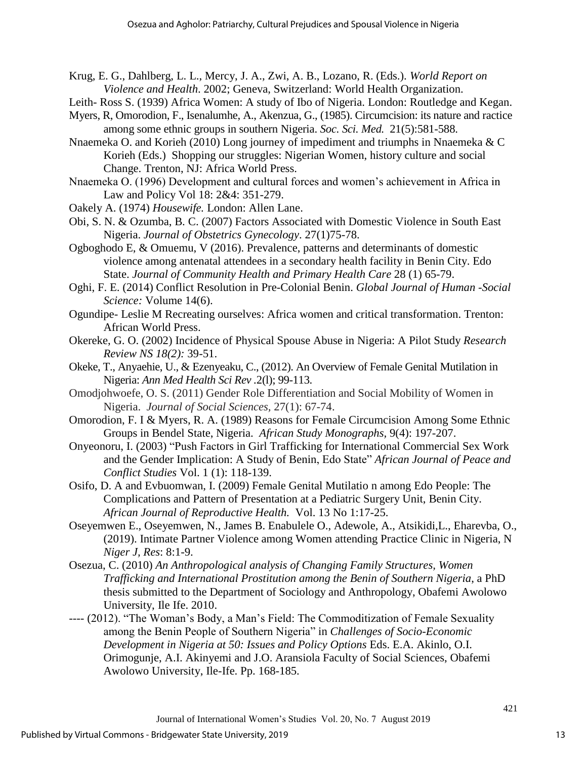Krug, E. G., Dahlberg, L. L., Mercy, J. A., Zwi, A. B., Lozano, R. (Eds.). *World Report on Violence and Health*. 2002; Geneva, Switzerland: World Health Organization.

Leith- Ross S. (1939) Africa Women: A study of Ibo of Nigeria. London: Routledge and Kegan.

Myers, R, Omorodion, F., Isenalumhe, A., Akenzua, G., (1985). Circumcision: its nature and ractice among some ethnic groups in southern Nigeria. *Soc. Sci. Med.* 21(5):581-588.

Nnaemeka O. and Korieh (2010) Long journey of impediment and triumphs in Nnaemeka & C Korieh (Eds.) Shopping our struggles: Nigerian Women, history culture and social Change. Trenton, NJ: Africa World Press.

Nnaemeka O. (1996) Development and cultural forces and women's achievement in Africa in Law and Policy Vol 18: 2&4: 351-279.

Oakely A. (1974) *Housewife.* London: Allen Lane.

Obi, S. N. & Ozumba, B. C. (2007) Factors Associated with Domestic Violence in South East Nigeria. *Journal of Obstetrics Gynecology*. 27(1)75-78.

Ogboghodo E, & Omuemu, V (2016). Prevalence, patterns and determinants of domestic violence among antenatal attendees in a secondary health facility in Benin City. Edo State. *Journal of Community Health and Primary Health Care* 28 (1) 65-79.

Oghi, F. E. (2014) Conflict Resolution in Pre-Colonial Benin. *Global Journal of Human -Social Science:* Volume 14(6).

Ogundipe- Leslie M Recreating ourselves: Africa women and critical transformation. Trenton: African World Press.

Okereke, G. O. (2002) Incidence of Physical Spouse Abuse in Nigeria: A Pilot Study *Research Review NS 18(2):* 39-51.

Okeke, T., Anyaehie, U., & Ezenyeaku, C., (2012). An Overview of Female Genital Mutilation in Nigeria: *Ann Med Health Sci Rev* .2(l); 99-113.

Omodjohwoefe, O. S. (2011) Gender Role Differentiation and Social Mobility of Women in Nigeria. *Journal of Social Sciences*, 27(1): 67-74.

Omorodion, F. I & Myers, R. A. (1989) Reasons for Female Circumcision Among Some Ethnic Groups in Bendel State, Nigeria. *African Study Monographs*, 9(4): 197-207.

Onyeonoru, I. (2003) "Push Factors in Girl Trafficking for International Commercial Sex Work and the Gender Implication: A Study of Benin, Edo State" *African Journal of Peace and Conflict Studies* Vol. 1 (1): 118-139.

Osifo, D. A and Evbuomwan, I. (2009) Female Genital Mutilatio n among Edo People: The Complications and Pattern of Presentation at a Pediatric Surgery Unit, Benin City. *African Journal of Reproductive Health.* Vol. 13 No 1:17-25.

Oseyemwen E., Oseyemwen, N., James B. Enabulele O., Adewole, A., Atsikidi,L., Eharevba, O., (2019). Intimate Partner Violence among Women attending Practice Clinic in Nigeria, N *Niger J, Res*: 8:1-9.

Osezua, C. (2010) *An Anthropological analysis of Changing Family Structures, Women Trafficking and International Prostitution among the Benin of Southern Nigeria*, a PhD thesis submitted to the Department of Sociology and Anthropology, Obafemi Awolowo University, Ile Ife. 2010.

---- (2012). "The Woman's Body, a Man's Field: The Commoditization of Female Sexuality among the Benin People of Southern Nigeria" in *Challenges of Socio-Economic Development in Nigeria at 50: Issues and Policy Options* Eds. E.A. Akinlo, O.I. Orimogunje, A.I. Akinyemi and J.O. Aransiola Faculty of Social Sciences, Obafemi Awolowo University, Ile-Ife. Pp. 168-185.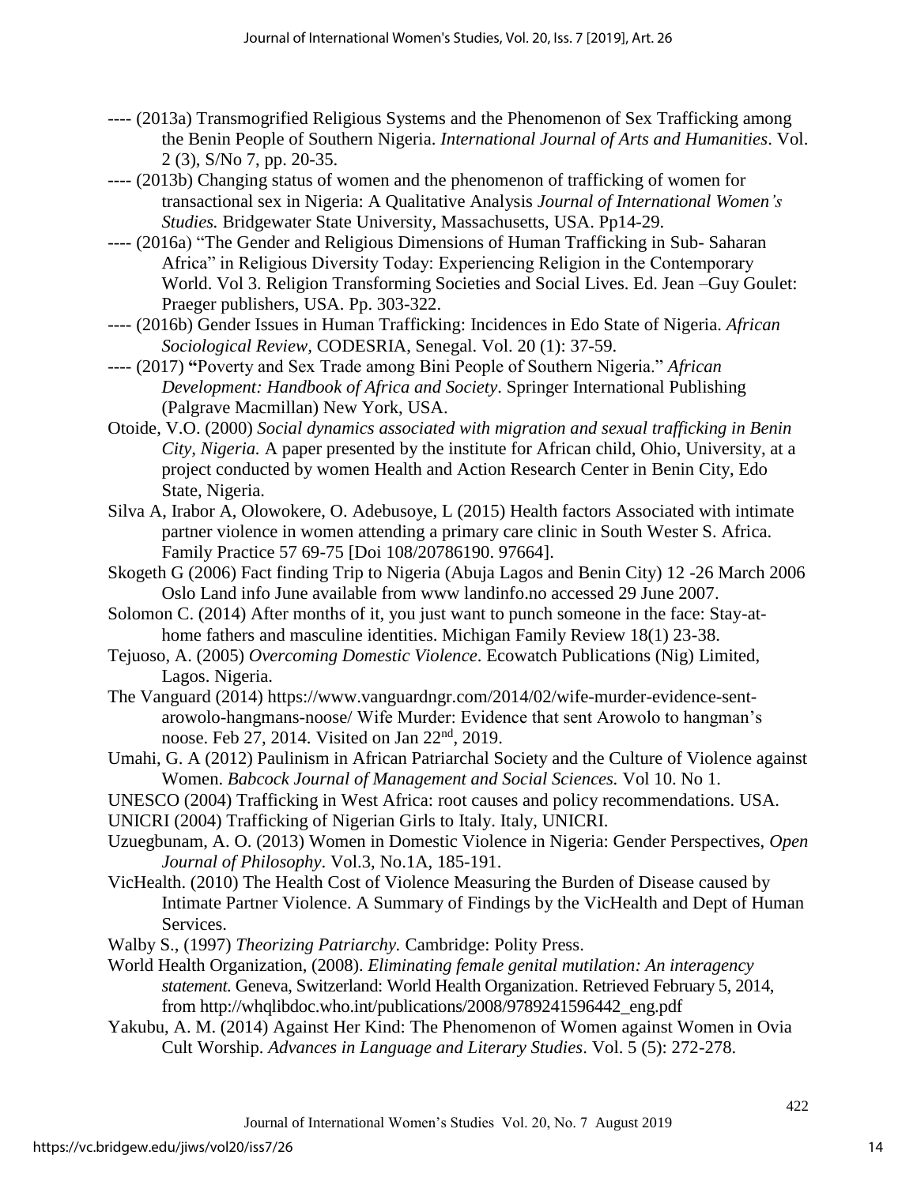---- (2013a) Transmogrified Religious Systems and the Phenomenon of Sex Trafficking among the Benin People of Southern Nigeria. *International Journal of Arts and Humanities*. Vol. 2 (3), S/No 7, pp. 20-35.

---- (2013b) Changing status of women and the phenomenon of trafficking of women for transactional sex in Nigeria: A Qualitative Analysis *Journal of International Women's Studies.* Bridgewater State University, Massachusetts, USA. Pp14-29.

---- (2016a) "The Gender and Religious Dimensions of Human Trafficking in Sub- Saharan Africa" in Religious Diversity Today: Experiencing Religion in the Contemporary World. Vol 3. Religion Transforming Societies and Social Lives. Ed. Jean –Guy Goulet: Praeger publishers, USA. Pp. 303-322.

---- (2016b) Gender Issues in Human Trafficking: Incidences in Edo State of Nigeria. *African Sociological Review,* CODESRIA, Senegal. Vol. 20 (1): 37-59.

---- (2017) **"**Poverty and Sex Trade among Bini People of Southern Nigeria." *African Development: Handbook of Africa and Society*. Springer International Publishing (Palgrave Macmillan) New York, USA.

Otoide, V.O. (2000) *Social dynamics associated with migration and sexual trafficking in Benin City, Nigeria.* A paper presented by the institute for African child, Ohio, University, at a project conducted by women Health and Action Research Center in Benin City, Edo State, Nigeria.

Silva A, Irabor A, Olowokere, O. Adebusoye, L (2015) Health factors Associated with intimate partner violence in women attending a primary care clinic in South Wester S. Africa. Family Practice 57 69-75 [Doi 108/20786190. 97664].

Skogeth G (2006) Fact finding Trip to Nigeria (Abuja Lagos and Benin City) 12 -26 March 2006 Oslo Land info June available from www landinfo.no accessed 29 June 2007.

Solomon C. (2014) After months of it, you just want to punch someone in the face: Stay-at-home fathers and masculine identities. Michigan Family Review 18(1) 23-38.

Tejuoso, A. (2005) *Overcoming Domestic Violence*. Ecowatch Publications (Nig) Limited, Lagos. Nigeria.

The Vanguard (2014) https://www.vanguardngr.com/2014/02/wife-murder-evidence-sent-arowolo-hangmans-noose/ Wife Murder: Evidence that sent Arowolo to hangman's noose. Feb 27, 2014. Visited on Jan 22nd, 2019.

Umahi, G. A (2012) Paulinism in African Patriarchal Society and the Culture of Violence against Women. *Babcock Journal of Management and Social Sciences.* Vol 10. No 1.

UNESCO (2004) Trafficking in West Africa: root causes and policy recommendations. USA.

UNICRI (2004) Trafficking of Nigerian Girls to Italy. Italy, UNICRI.

Uzuegbunam, A. O. (2013) Women in Domestic Violence in Nigeria: Gender Perspectives, *Open Journal of Philosophy*. Vol.3, No.1A, 185-191.

VicHealth. (2010) The Health Cost of Violence Measuring the Burden of Disease caused by Intimate Partner Violence. A Summary of Findings by the VicHealth and Dept of Human Services.

Walby S., (1997) *Theorizing Patriarchy.* Cambridge: Polity Press.

World Health Organization, (2008). *Eliminating female genital mutilation: An interagency statement.* Geneva, Switzerland: World Health Organization. Retrieved February 5, 2014, from http://whqlibdoc.who.int/publications/2008/9789241596442_eng.pdf

Yakubu, A. M. (2014) Against Her Kind: The Phenomenon of Women against Women in Ovia Cult Worship. *Advances in Language and Literary Studies*. Vol. 5 (5): 272-278.